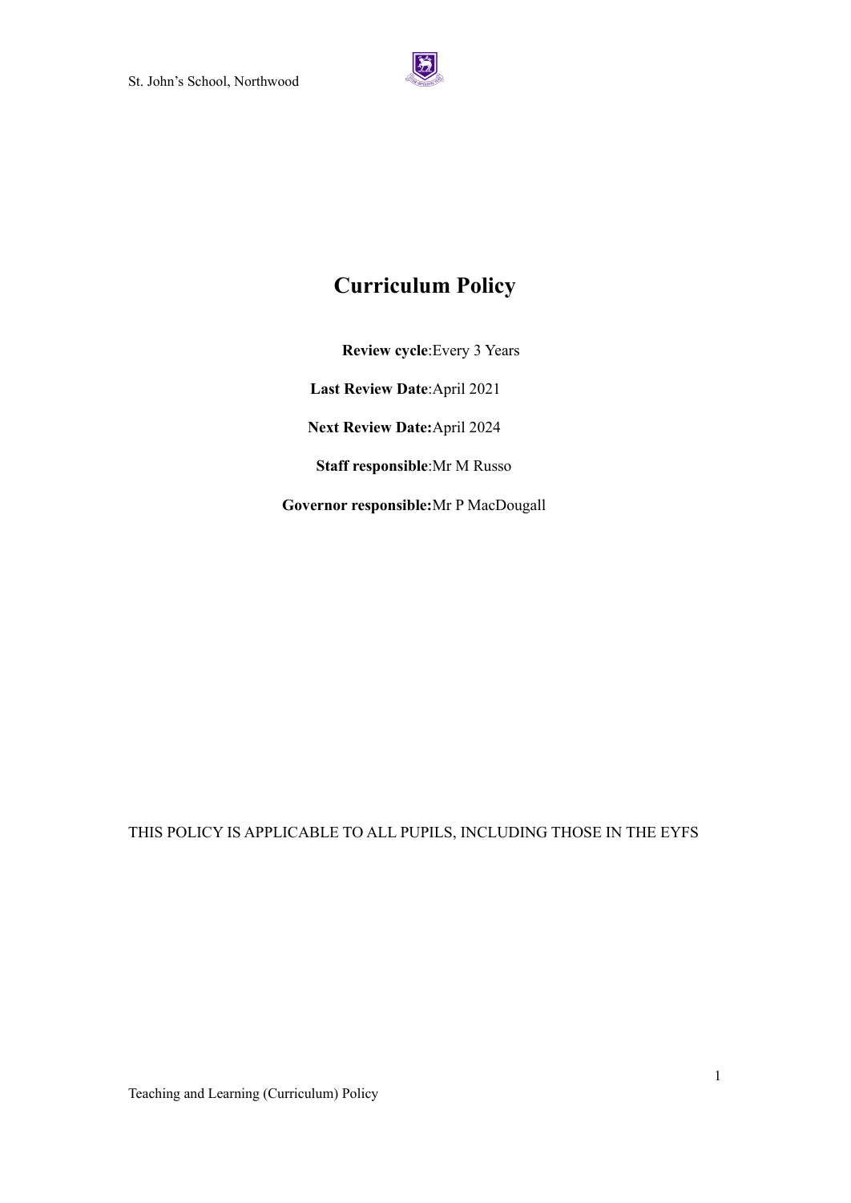# Curriculum Policy

**Review cycle**:Every 3 Years

**Last Review Date**:April 2021

**Next Review Date:**April 2024

**Staff responsible**:Mr M Russo

**Governor responsible:**Mr P MacDougall

THIS POLICY IS APPLICABLE TO ALL PUPILS, INCLUDING THOSE IN THE EYFS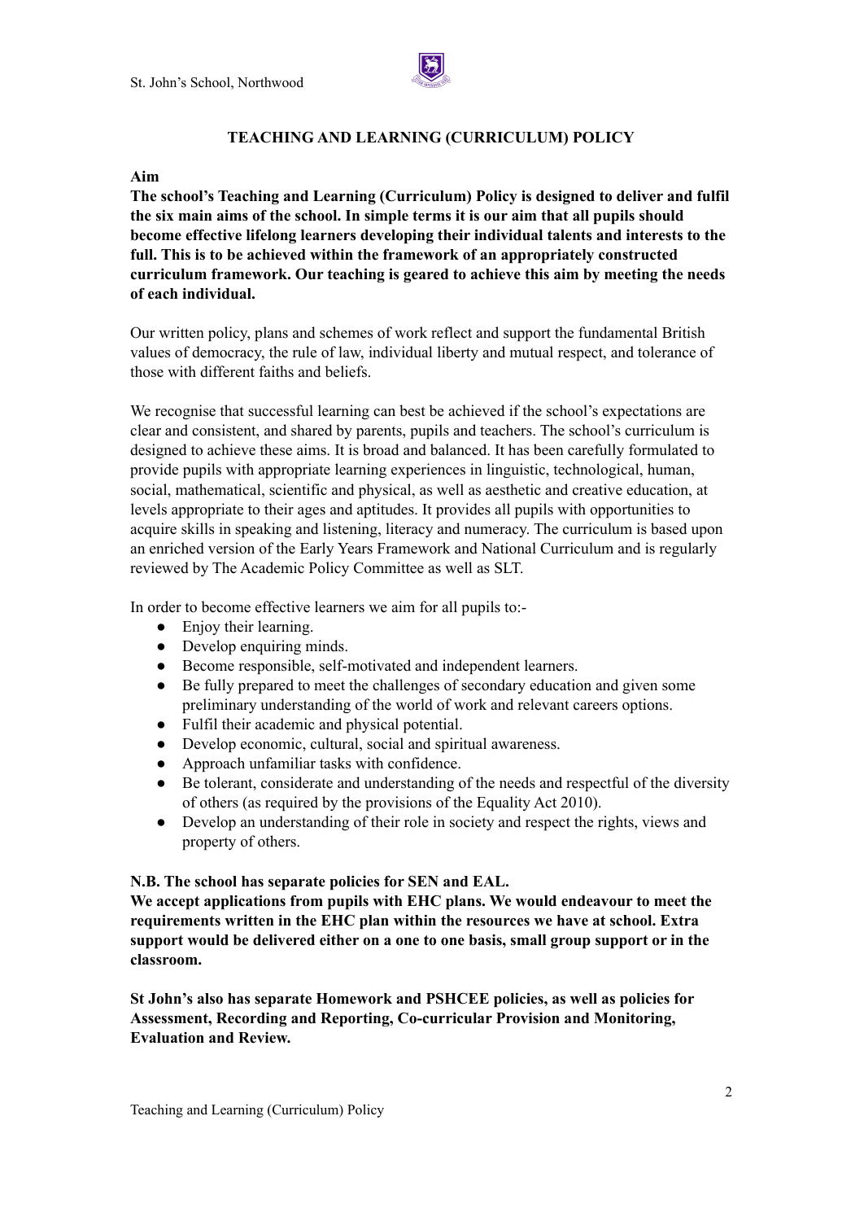## TEACHING AND LEARNING (CURRICULUM) POLICY

**Aim**

**The school's Teaching and Learning (Curriculum) Policy is designed to deliver and fulfil the six main aims of the school. In simple terms it is our aim that all pupils should become effective lifelong learners developing their individual talents and interests to the full. This is to be achieved within the framework of an appropriately constructed curriculum framework. Our teaching is geared to achieve this aim by meeting the needs of each individual.**

Our written policy, plans and schemes of work reflect and support the fundamental British values of democracy, the rule of law, individual liberty and mutual respect, and tolerance of those with different faiths and beliefs.

We recognise that successful learning can best be achieved if the school's expectations are clear and consistent, and shared by parents, pupils and teachers. The school's curriculum is designed to achieve these aims. It is broad and balanced. It has been carefully formulated to provide pupils with appropriate learning experiences in linguistic, technological, human, social, mathematical, scientific and physical, as well as aesthetic and creative education, at levels appropriate to their ages and aptitudes. It provides all pupils with opportunities to acquire skills in speaking and listening, literacy and numeracy. The curriculum is based upon an enriched version of the Early Years Framework and National Curriculum and is regularly reviewed by The Academic Policy Committee as well as SLT.

In order to become effective learners we aim for all pupils to:-

- Enjoy their learning.
- Develop enquiring minds.
- Become responsible, self-motivated and independent learners.
- Be fully prepared to meet the challenges of secondary education and given some preliminary understanding of the world of work and relevant careers options.
- Fulfil their academic and physical potential.
- Develop economic, cultural, social and spiritual awareness.
- Approach unfamiliar tasks with confidence.
- Be tolerant, considerate and understanding of the needs and respectful of the diversity of others (as required by the provisions of the Equality Act 2010).
- Develop an understanding of their role in society and respect the rights, views and property of others.

**N.B. The school has separate policies for SEN and EAL.**
**We accept applications from pupils with EHC plans. We would endeavour to meet the requirements written in the EHC plan within the resources we have at school. Extra support would be delivered either on a one to one basis, small group support or in the classroom.**

**St John's also has separate Homework and PSHCEE policies, as well as policies for Assessment, Recording and Reporting, Co-curricular Provision and Monitoring, Evaluation and Review.**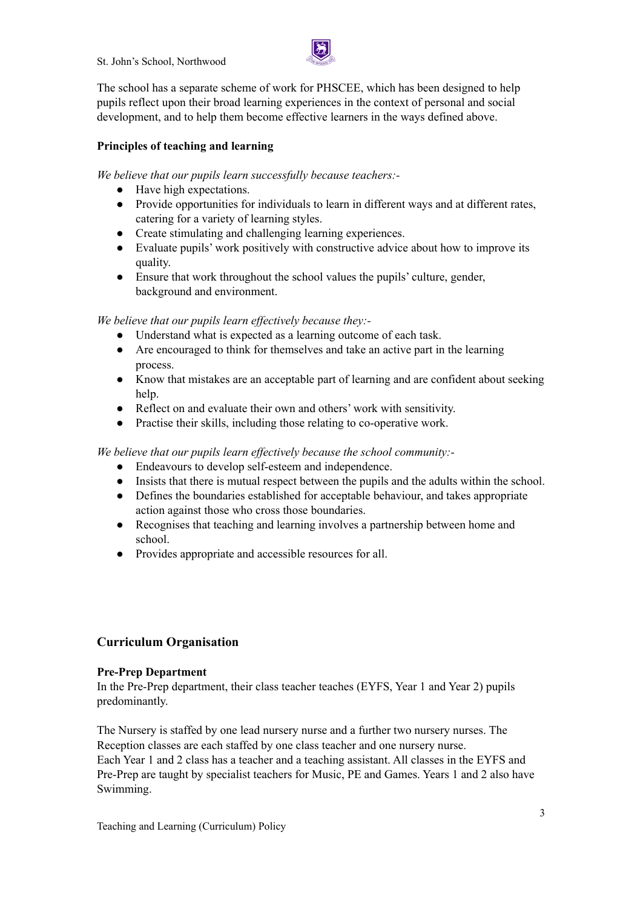The school has a separate scheme of work for PHSCEE, which has been designed to help pupils reflect upon their broad learning experiences in the context of personal and social development, and to help them become effective learners in the ways defined above.

**Principles of teaching and learning**

*We believe that our pupils learn successfully because teachers:-*

- Have high expectations.
- Provide opportunities for individuals to learn in different ways and at different rates, catering for a variety of learning styles.
- Create stimulating and challenging learning experiences.
- Evaluate pupils' work positively with constructive advice about how to improve its quality.
- Ensure that work throughout the school values the pupils' culture, gender, background and environment.

*We believe that our pupils learn effectively because they:-*

- Understand what is expected as a learning outcome of each task.
- Are encouraged to think for themselves and take an active part in the learning process.
- Know that mistakes are an acceptable part of learning and are confident about seeking help.
- Reflect on and evaluate their own and others' work with sensitivity.
- Practise their skills, including those relating to co-operative work.

*We believe that our pupils learn effectively because the school community:-*

- Endeavours to develop self-esteem and independence.
- Insists that there is mutual respect between the pupils and the adults within the school.
- Defines the boundaries established for acceptable behaviour, and takes appropriate action against those who cross those boundaries.
- Recognises that teaching and learning involves a partnership between home and school.
- Provides appropriate and accessible resources for all.

## Curriculum Organisation

**Pre-Prep Department**

In the Pre-Prep department, their class teacher teaches (EYFS, Year 1 and Year 2) pupils predominantly.

The Nursery is staffed by one lead nursery nurse and a further two nursery nurses. The Reception classes are each staffed by one class teacher and one nursery nurse.
Each Year 1 and 2 class has a teacher and a teaching assistant. All classes in the EYFS and Pre-Prep are taught by specialist teachers for Music, PE and Games. Years 1 and 2 also have Swimming.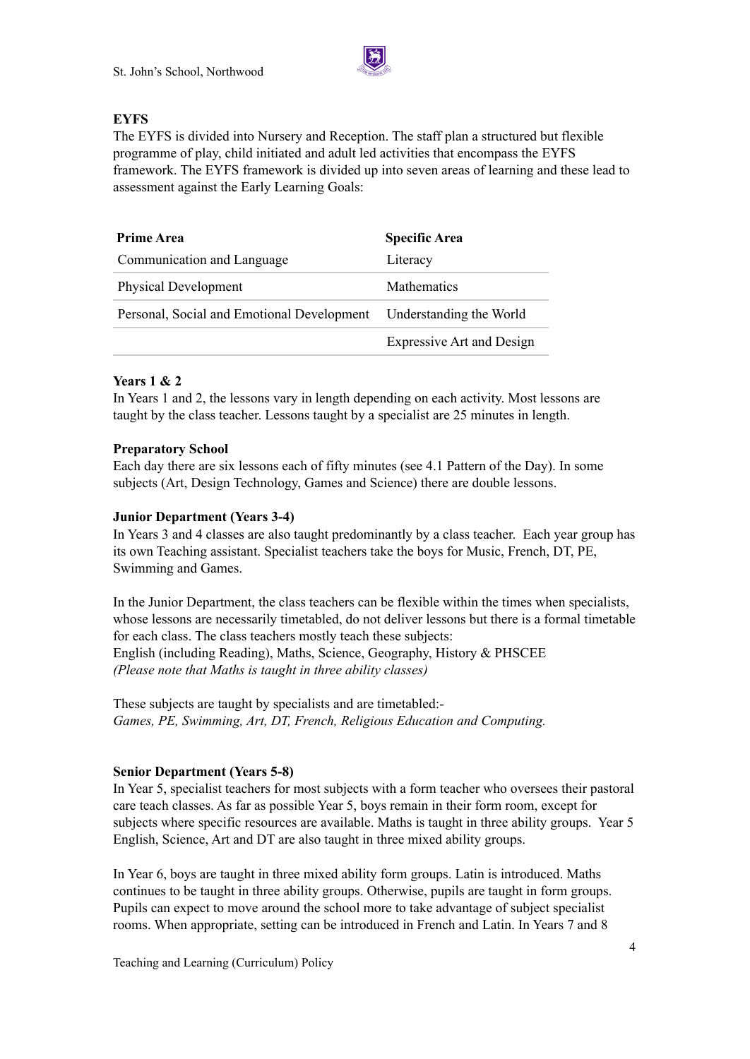**EYFS**

The EYFS is divided into Nursery and Reception. The staff plan a structured but flexible programme of play, child initiated and adult led activities that encompass the EYFS framework. The EYFS framework is divided up into seven areas of learning and these lead to assessment against the Early Learning Goals:

| Prime Area | Specific Area |
|---|---|
| Communication and Language | Literacy |
| Physical Development | Mathematics |
| Personal, Social and Emotional Development | Understanding the World |
| | Expressive Art and Design |

**Years 1 & 2**

In Years 1 and 2, the lessons vary in length depending on each activity. Most lessons are taught by the class teacher. Lessons taught by a specialist are 25 minutes in length.

**Preparatory School**

Each day there are six lessons each of fifty minutes (see 4.1 Pattern of the Day). In some subjects (Art, Design Technology, Games and Science) there are double lessons.

**Junior Department (Years 3-4)**

In Years 3 and 4 classes are also taught predominantly by a class teacher. Each year group has its own Teaching assistant. Specialist teachers take the boys for Music, French, DT, PE, Swimming and Games.

In the Junior Department, the class teachers can be flexible within the times when specialists, whose lessons are necessarily timetabled, do not deliver lessons but there is a formal timetable for each class. The class teachers mostly teach these subjects:
English (including Reading), Maths, Science, Geography, History & PHSCEE
*(Please note that Maths is taught in three ability classes)*

These subjects are taught by specialists and are timetabled:-
*Games, PE, Swimming, Art, DT, French, Religious Education and Computing.*

**Senior Department (Years 5-8)**

In Year 5, specialist teachers for most subjects with a form teacher who oversees their pastoral care teach classes. As far as possible Year 5, boys remain in their form room, except for subjects where specific resources are available. Maths is taught in three ability groups. Year 5 English, Science, Art and DT are also taught in three mixed ability groups.

In Year 6, boys are taught in three mixed ability form groups. Latin is introduced. Maths continues to be taught in three ability groups. Otherwise, pupils are taught in form groups. Pupils can expect to move around the school more to take advantage of subject specialist rooms. When appropriate, setting can be introduced in French and Latin. In Years 7 and 8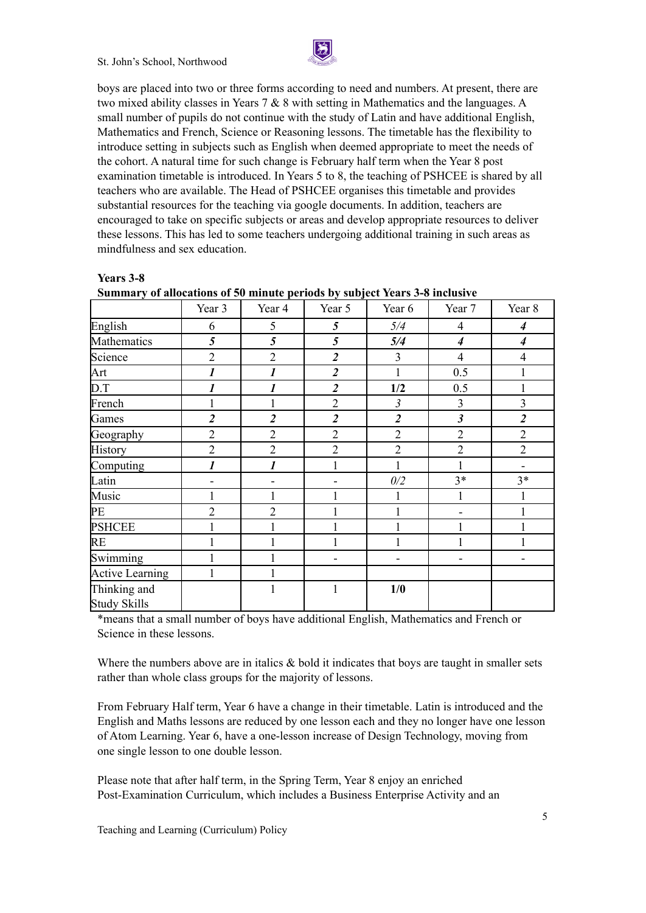boys are placed into two or three forms according to need and numbers. At present, there are two mixed ability classes in Years 7 & 8 with setting in Mathematics and the languages. A small number of pupils do not continue with the study of Latin and have additional English, Mathematics and French, Science or Reasoning lessons. The timetable has the flexibility to introduce setting in subjects such as English when deemed appropriate to meet the needs of the cohort. A natural time for such change is February half term when the Year 8 post examination timetable is introduced. In Years 5 to 8, the teaching of PSHCEE is shared by all teachers who are available. The Head of PSHCEE organises this timetable and provides substantial resources for the teaching via google documents. In addition, teachers are encouraged to take on specific subjects or areas and develop appropriate resources to deliver these lessons. This has led to some teachers undergoing additional training in such areas as mindfulness and sex education.

**Years 3-8**

**Summary of allocations of 50 minute periods by subject Years 3-8 inclusive**

| | Year 3 | Year 4 | Year 5 | Year 6 | Year 7 | Year 8 |
|---|---|---|---|---|---|---|
| English | 6 | 5 | ***5*** | *5/4* | 4 | ***4*** |
| Mathematics | ***5*** | ***5*** | ***5*** | ***5/4*** | ***4*** | ***4*** |
| Science | 2 | 2 | ***2*** | 3 | 4 | 4 |
| Art | ***1*** | ***1*** | ***2*** | 1 | 0.5 | 1 |
| D.T | ***1*** | ***1*** | ***2*** | **1/2** | 0.5 | 1 |
| French | 1 | 1 | 2 | *3* | 3 | 3 |
| Games | ***2*** | ***2*** | ***2*** | ***2*** | ***3*** | ***2*** |
| Geography | 2 | 2 | 2 | 2 | 2 | 2 |
| History | 2 | 2 | 2 | 2 | 2 | 2 |
| Computing | ***1*** | ***1*** | 1 | 1 | 1 | - |
| Latin | - | - | - | *0/2* | 3* | 3* |
| Music | 1 | 1 | 1 | 1 | 1 | 1 |
| PE | 2 | 2 | 1 | 1 | - | 1 |
| PSHCEE | 1 | 1 | 1 | 1 | 1 | 1 |
| RE | 1 | 1 | 1 | 1 | 1 | 1 |
| Swimming | 1 | 1 | - | - | - | - |
| Active Learning | 1 | 1 | | | | |
| Thinking and Study Skills | | 1 | 1 | **1/0** | | |

*means that a small number of boys have additional English, Mathematics and French or Science in these lessons.

Where the numbers above are in italics & bold it indicates that boys are taught in smaller sets rather than whole class groups for the majority of lessons.

From February Half term, Year 6 have a change in their timetable. Latin is introduced and the English and Maths lessons are reduced by one lesson each and they no longer have one lesson of Atom Learning. Year 6, have a one-lesson increase of Design Technology, moving from one single lesson to one double lesson.

Please note that after half term, in the Spring Term, Year 8 enjoy an enriched Post-Examination Curriculum, which includes a Business Enterprise Activity and an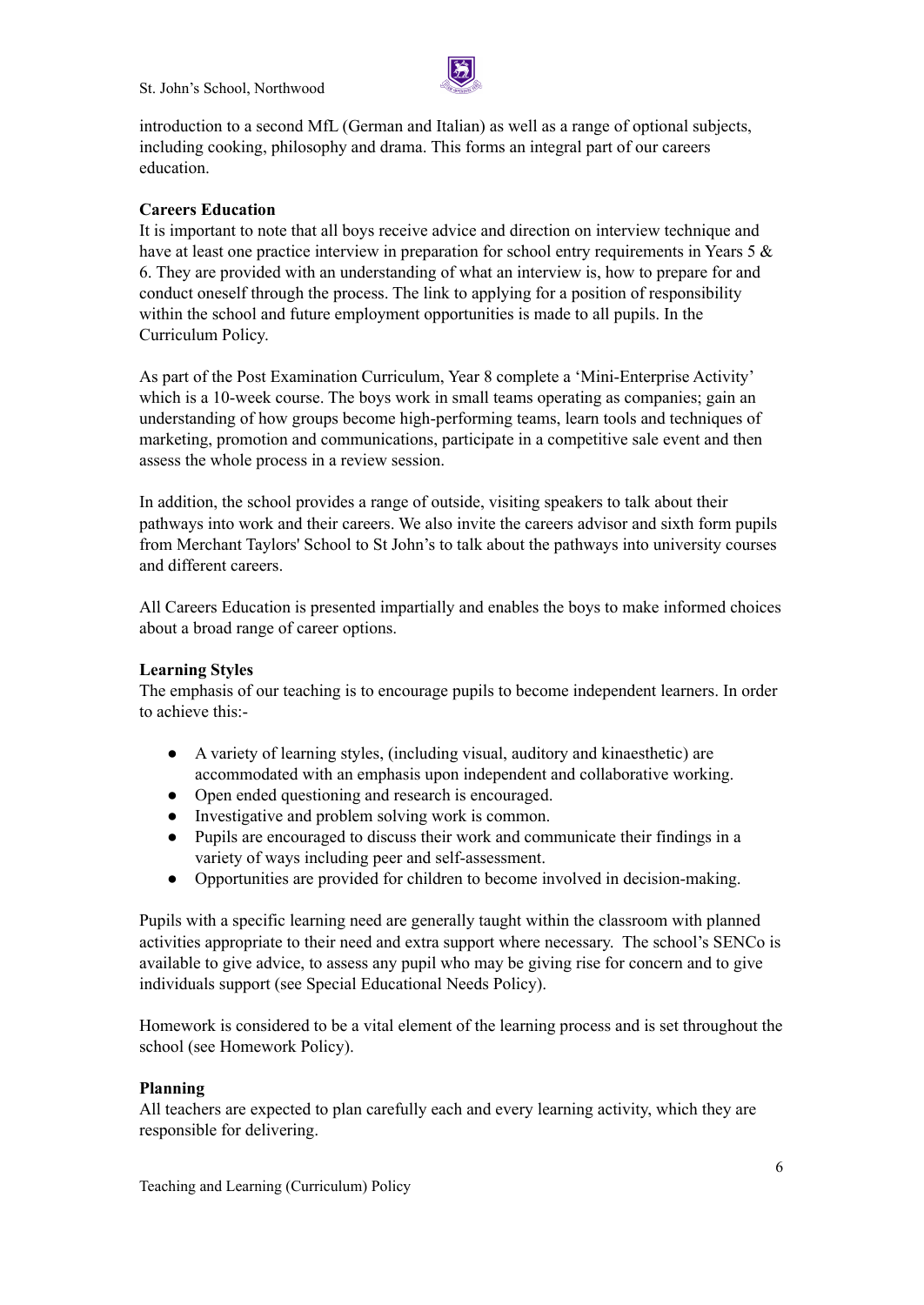introduction to a second MfL (German and Italian) as well as a range of optional subjects, including cooking, philosophy and drama. This forms an integral part of our careers education.

**Careers Education**

It is important to note that all boys receive advice and direction on interview technique and have at least one practice interview in preparation for school entry requirements in Years 5 & 6. They are provided with an understanding of what an interview is, how to prepare for and conduct oneself through the process. The link to applying for a position of responsibility within the school and future employment opportunities is made to all pupils. In the Curriculum Policy.

As part of the Post Examination Curriculum, Year 8 complete a 'Mini-Enterprise Activity' which is a 10-week course. The boys work in small teams operating as companies; gain an understanding of how groups become high-performing teams, learn tools and techniques of marketing, promotion and communications, participate in a competitive sale event and then assess the whole process in a review session.

In addition, the school provides a range of outside, visiting speakers to talk about their pathways into work and their careers. We also invite the careers advisor and sixth form pupils from Merchant Taylors' School to St John's to talk about the pathways into university courses and different careers.

All Careers Education is presented impartially and enables the boys to make informed choices about a broad range of career options.

**Learning Styles**

The emphasis of our teaching is to encourage pupils to become independent learners. In order to achieve this:-

- A variety of learning styles, (including visual, auditory and kinaesthetic) are accommodated with an emphasis upon independent and collaborative working.
- Open ended questioning and research is encouraged.
- Investigative and problem solving work is common.
- Pupils are encouraged to discuss their work and communicate their findings in a variety of ways including peer and self-assessment.
- Opportunities are provided for children to become involved in decision-making.

Pupils with a specific learning need are generally taught within the classroom with planned activities appropriate to their need and extra support where necessary. The school's SENCo is available to give advice, to assess any pupil who may be giving rise for concern and to give individuals support (see Special Educational Needs Policy).

Homework is considered to be a vital element of the learning process and is set throughout the school (see Homework Policy).

**Planning**

All teachers are expected to plan carefully each and every learning activity, which they are responsible for delivering.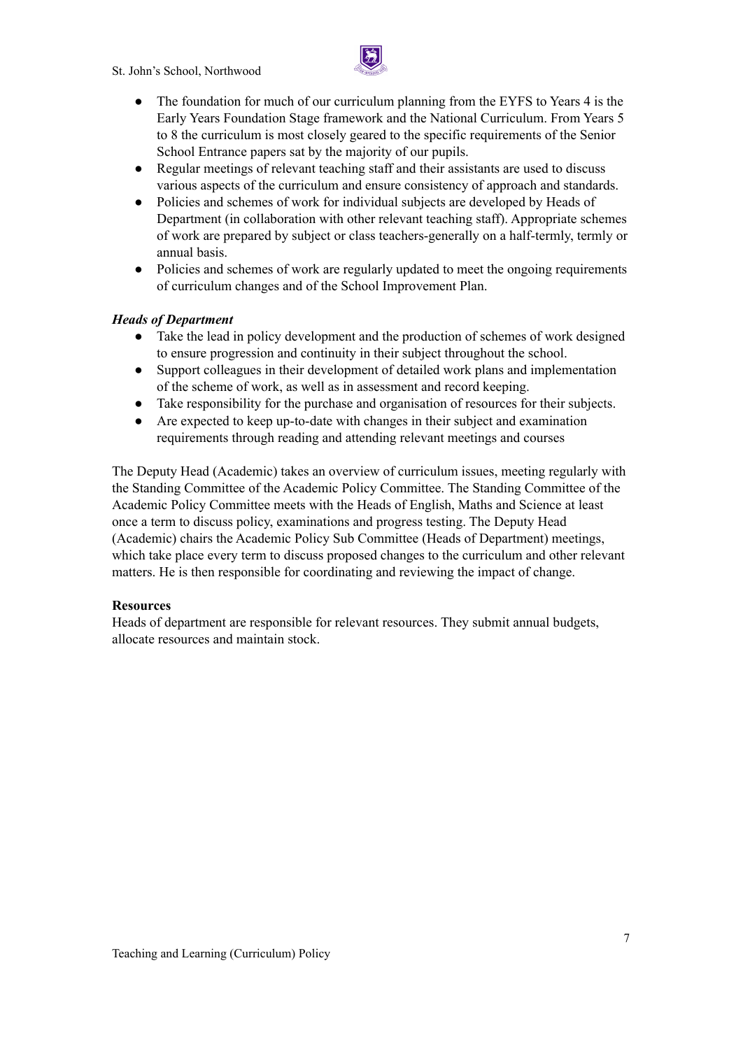- The foundation for much of our curriculum planning from the EYFS to Years 4 is the Early Years Foundation Stage framework and the National Curriculum. From Years 5 to 8 the curriculum is most closely geared to the specific requirements of the Senior School Entrance papers sat by the majority of our pupils.
- Regular meetings of relevant teaching staff and their assistants are used to discuss various aspects of the curriculum and ensure consistency of approach and standards.
- Policies and schemes of work for individual subjects are developed by Heads of Department (in collaboration with other relevant teaching staff). Appropriate schemes of work are prepared by subject or class teachers-generally on a half-termly, termly or annual basis.
- Policies and schemes of work are regularly updated to meet the ongoing requirements of curriculum changes and of the School Improvement Plan.

***Heads of Department***

- Take the lead in policy development and the production of schemes of work designed to ensure progression and continuity in their subject throughout the school.
- Support colleagues in their development of detailed work plans and implementation of the scheme of work, as well as in assessment and record keeping.
- Take responsibility for the purchase and organisation of resources for their subjects.
- Are expected to keep up-to-date with changes in their subject and examination requirements through reading and attending relevant meetings and courses

The Deputy Head (Academic) takes an overview of curriculum issues, meeting regularly with the Standing Committee of the Academic Policy Committee. The Standing Committee of the Academic Policy Committee meets with the Heads of English, Maths and Science at least once a term to discuss policy, examinations and progress testing. The Deputy Head (Academic) chairs the Academic Policy Sub Committee (Heads of Department) meetings, which take place every term to discuss proposed changes to the curriculum and other relevant matters. He is then responsible for coordinating and reviewing the impact of change.

**Resources**

Heads of department are responsible for relevant resources. They submit annual budgets, allocate resources and maintain stock.